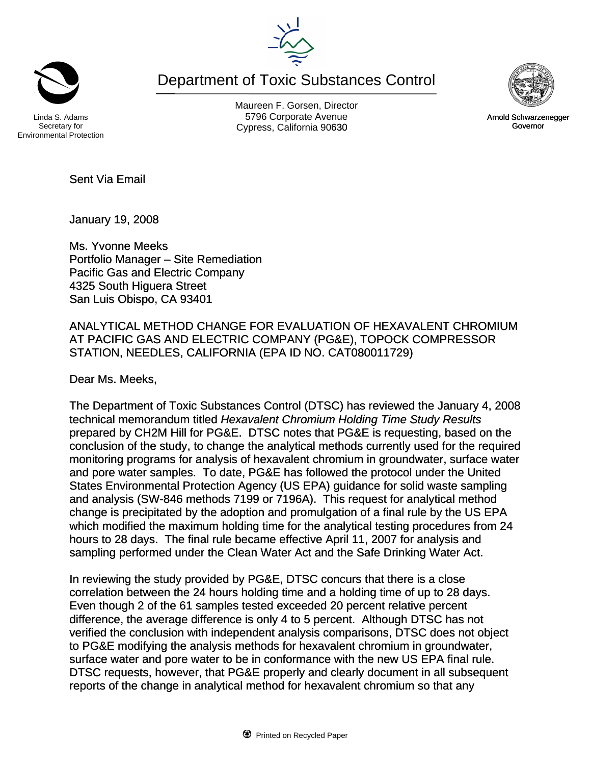Department of Toxic Substances Control

Maureen F. Gorsen, Director
5796 Corporate Avenue
Cypress, California 90630

Linda S. Adams
Secretary for
Environmental Protection

Arnold Schwarzenegger
Governor

Sent Via Email

January 19, 2008

Ms. Yvonne Meeks
Portfolio Manager – Site Remediation
Pacific Gas and Electric Company
4325 South Higuera Street
San Luis Obispo, CA 93401

ANALYTICAL METHOD CHANGE FOR EVALUATION OF HEXAVALENT CHROMIUM AT PACIFIC GAS AND ELECTRIC COMPANY (PG&E), TOPOCK COMPRESSOR STATION, NEEDLES, CALIFORNIA (EPA ID NO. CAT080011729)

Dear Ms. Meeks,

The Department of Toxic Substances Control (DTSC) has reviewed the January 4, 2008 technical memorandum titled *Hexavalent Chromium Holding Time Study Results* prepared by CH2M Hill for PG&E. DTSC notes that PG&E is requesting, based on the conclusion of the study, to change the analytical methods currently used for the required monitoring programs for analysis of hexavalent chromium in groundwater, surface water and pore water samples. To date, PG&E has followed the protocol under the United States Environmental Protection Agency (US EPA) guidance for solid waste sampling and analysis (SW-846 methods 7199 or 7196A). This request for analytical method change is precipitated by the adoption and promulgation of a final rule by the US EPA which modified the maximum holding time for the analytical testing procedures from 24 hours to 28 days. The final rule became effective April 11, 2007 for analysis and sampling performed under the Clean Water Act and the Safe Drinking Water Act.

In reviewing the study provided by PG&E, DTSC concurs that there is a close correlation between the 24 hours holding time and a holding time of up to 28 days. Even though 2 of the 61 samples tested exceeded 20 percent relative percent difference, the average difference is only 4 to 5 percent. Although DTSC has not verified the conclusion with independent analysis comparisons, DTSC does not object to PG&E modifying the analysis methods for hexavalent chromium in groundwater, surface water and pore water to be in conformance with the new US EPA final rule. DTSC requests, however, that PG&E properly and clearly document in all subsequent reports of the change in analytical method for hexavalent chromium so that any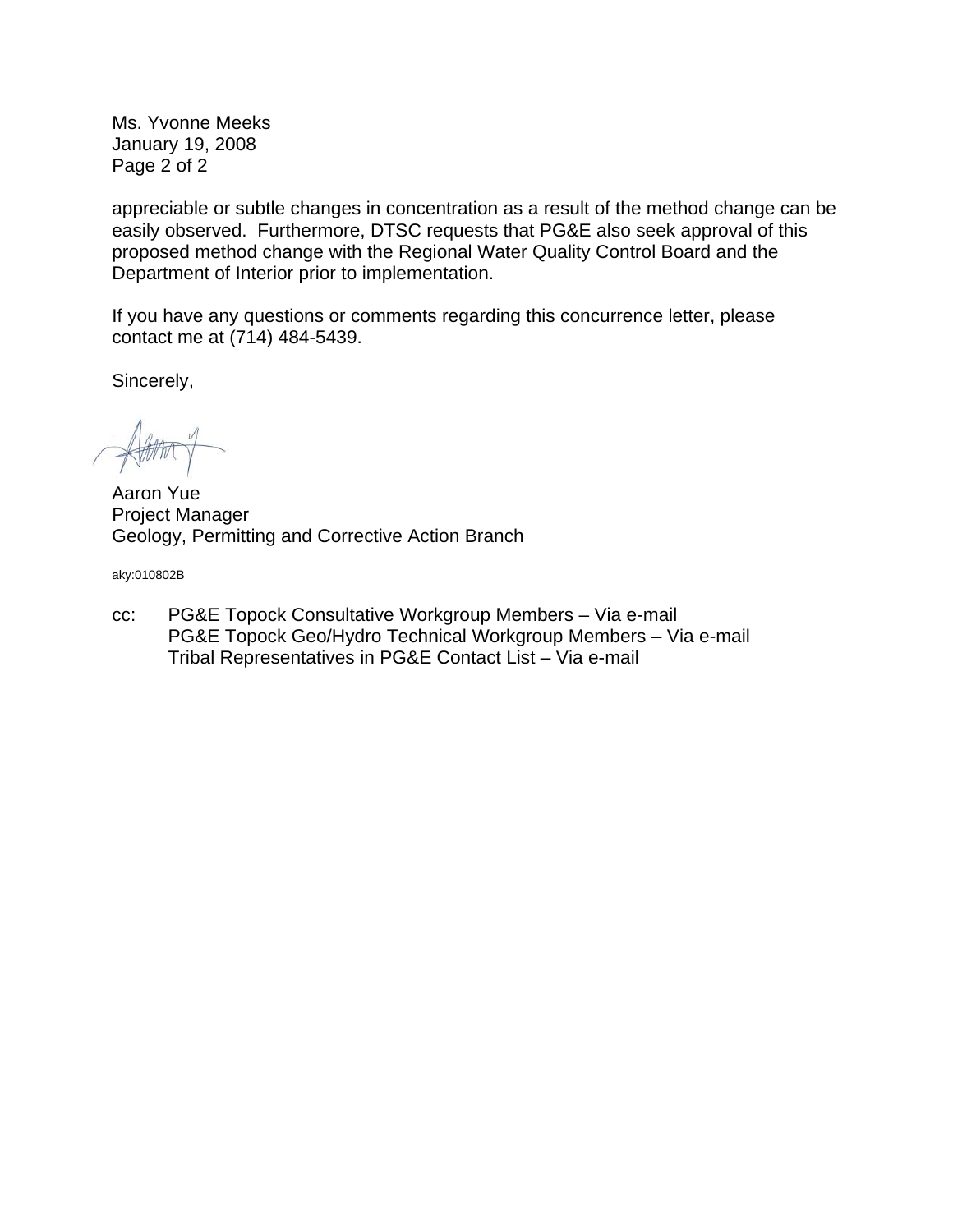appreciable or subtle changes in concentration as a result of the method change can be easily observed. Furthermore, DTSC requests that PG&E also seek approval of this proposed method change with the Regional Water Quality Control Board and the Department of Interior prior to implementation.

If you have any questions or comments regarding this concurrence letter, please contact me at (714) 484-5439.

Sincerely,

Aaron Yue
Project Manager
Geology, Permitting and Corrective Action Branch

aky:010802B

cc: PG&E Topock Consultative Workgroup Members – Via e-mail
PG&E Topock Geo/Hydro Technical Workgroup Members – Via e-mail
Tribal Representatives in PG&E Contact List – Via e-mail